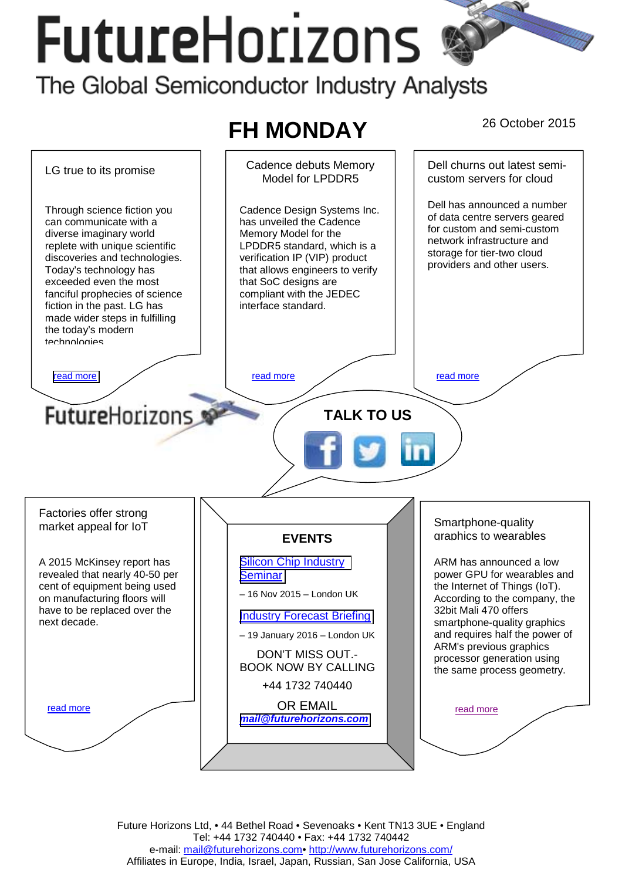# FutureHorizons

The Global Semiconductor Industry Analysts

## FH MONDAY

26 October 2015

### LG true to its promise

Through science fiction you can communicate with a diverse imaginary world replete with unique scientific discoveries and technologies. Today's technology has exceeded even the most fanciful prophecies of science fiction in the past. LG has made wider steps in fulfilling the today's modern technologies

read more

### Cadence debuts Memory Model for LPDDR5

Cadence Design Systems Inc. has unveiled the Cadence Memory Model for the LPDDR5 standard, which is a verification IP (VIP) product that allows engineers to verify that SoC designs are compliant with the JEDEC interface standard.

read more

### Dell churns out latest semi-custom servers for cloud

Dell has announced a number of data centre servers geared for custom and semi-custom network infrastructure and storage for tier-two cloud providers and other users.

read more

FutureHorizons

**TALK TO US**

### Factories offer strong market appeal for IoT

A 2015 McKinsey report has revealed that nearly 40-50 per cent of equipment being used on manufacturing floors will have to be replaced over the next decade.

read more

### EVENTS

Silicon Chip Industry Seminar

– 16 Nov 2015 – London UK

Industry Forecast Briefing

– 19 January 2016 – London UK

DON'T MISS OUT.- BOOK NOW BY CALLING

+44 1732 740440

OR EMAIL

***mail@futurehorizons.com***

### Smartphone-quality graphics to wearables

ARM has announced a low power GPU for wearables and the Internet of Things (IoT). According to the company, the 32bit Mali 470 offers smartphone-quality graphics and requires half the power of ARM's previous graphics processor generation using the same process geometry.

read more

Future Horizons Ltd, • 44 Bethel Road • Sevenoaks • Kent TN13 3UE • England
Tel: +44 1732 740440 • Fax: +44 1732 740442
e-mail: mail@futurehorizons.com• http://www.futurehorizons.com/
Affiliates in Europe, India, Israel, Japan, Russian, San Jose California, USA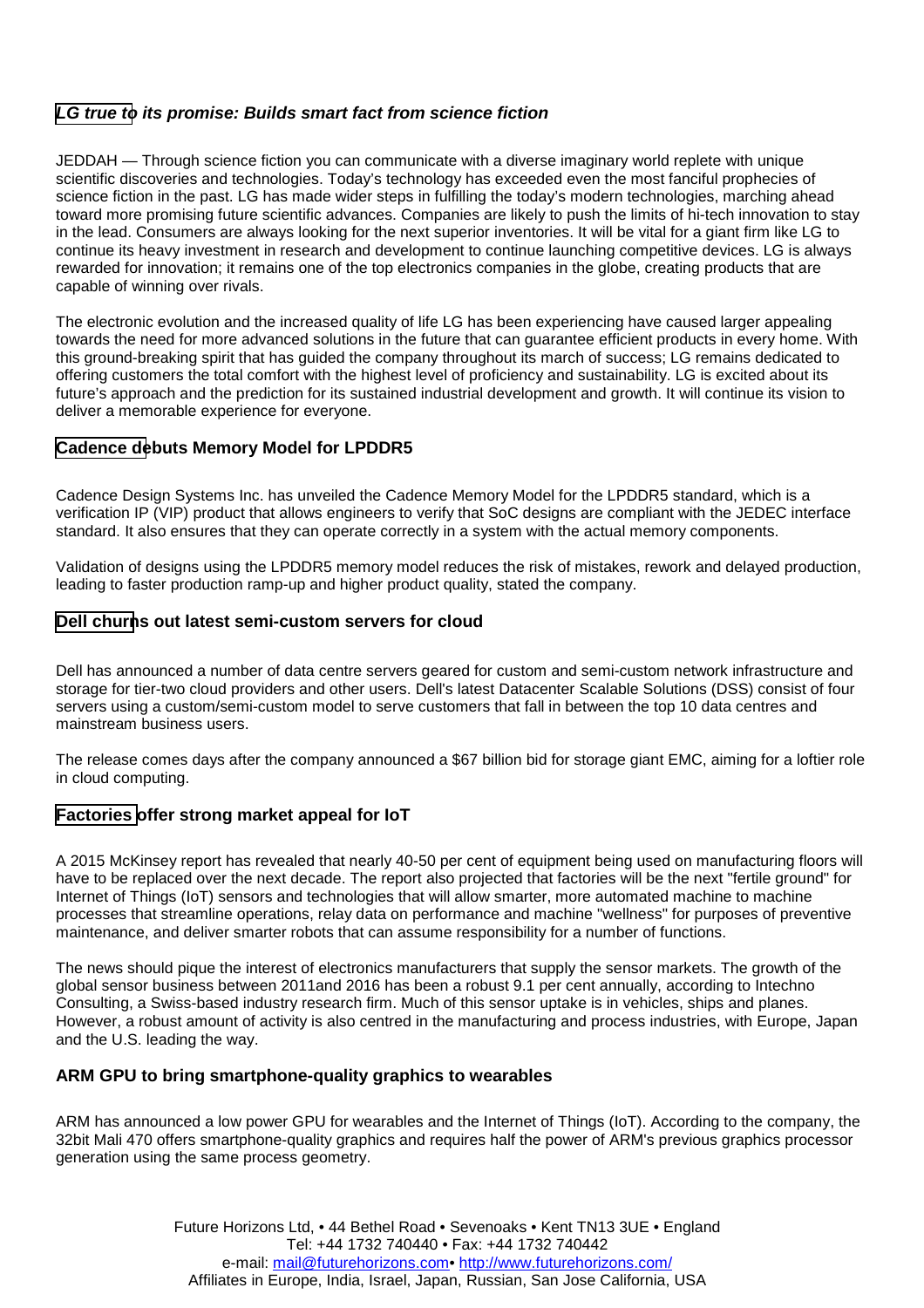### *LG true to its promise: Builds smart fact from science fiction*

JEDDAH — Through science fiction you can communicate with a diverse imaginary world replete with unique scientific discoveries and technologies. Today's technology has exceeded even the most fanciful prophecies of science fiction in the past. LG has made wider steps in fulfilling the today's modern technologies, marching ahead toward more promising future scientific advances. Companies are likely to push the limits of hi-tech innovation to stay in the lead. Consumers are always looking for the next superior inventories. It will be vital for a giant firm like LG to continue its heavy investment in research and development to continue launching competitive devices. LG is always rewarded for innovation; it remains one of the top electronics companies in the globe, creating products that are capable of winning over rivals.

The electronic evolution and the increased quality of life LG has been experiencing have caused larger appealing towards the need for more advanced solutions in the future that can guarantee efficient products in every home. With this ground-breaking spirit that has guided the company throughout its march of success; LG remains dedicated to offering customers the total comfort with the highest level of proficiency and sustainability. LG is excited about its future's approach and the prediction for its sustained industrial development and growth. It will continue its vision to deliver a memorable experience for everyone.

### Cadence debuts Memory Model for LPDDR5

Cadence Design Systems Inc. has unveiled the Cadence Memory Model for the LPDDR5 standard, which is a verification IP (VIP) product that allows engineers to verify that SoC designs are compliant with the JEDEC interface standard. It also ensures that they can operate correctly in a system with the actual memory components.

Validation of designs using the LPDDR5 memory model reduces the risk of mistakes, rework and delayed production, leading to faster production ramp-up and higher product quality, stated the company.

### Dell churns out latest semi-custom servers for cloud

Dell has announced a number of data centre servers geared for custom and semi-custom network infrastructure and storage for tier-two cloud providers and other users. Dell's latest Datacenter Scalable Solutions (DSS) consist of four servers using a custom/semi-custom model to serve customers that fall in between the top 10 data centres and mainstream business users.

The release comes days after the company announced a $67 billion bid for storage giant EMC, aiming for a loftier role in cloud computing.

### Factories offer strong market appeal for IoT

A 2015 McKinsey report has revealed that nearly 40-50 per cent of equipment being used on manufacturing floors will have to be replaced over the next decade. The report also projected that factories will be the next "fertile ground" for Internet of Things (IoT) sensors and technologies that will allow smarter, more automated machine to machine processes that streamline operations, relay data on performance and machine "wellness" for purposes of preventive maintenance, and deliver smarter robots that can assume responsibility for a number of functions.

The news should pique the interest of electronics manufacturers that supply the sensor markets. The growth of the global sensor business between 2011and 2016 has been a robust 9.1 per cent annually, according to Intechno Consulting, a Swiss-based industry research firm. Much of this sensor uptake is in vehicles, ships and planes. However, a robust amount of activity is also centred in the manufacturing and process industries, with Europe, Japan and the U.S. leading the way.

### ARM GPU to bring smartphone-quality graphics to wearables

ARM has announced a low power GPU for wearables and the Internet of Things (IoT). According to the company, the 32bit Mali 470 offers smartphone-quality graphics and requires half the power of ARM's previous graphics processor generation using the same process geometry.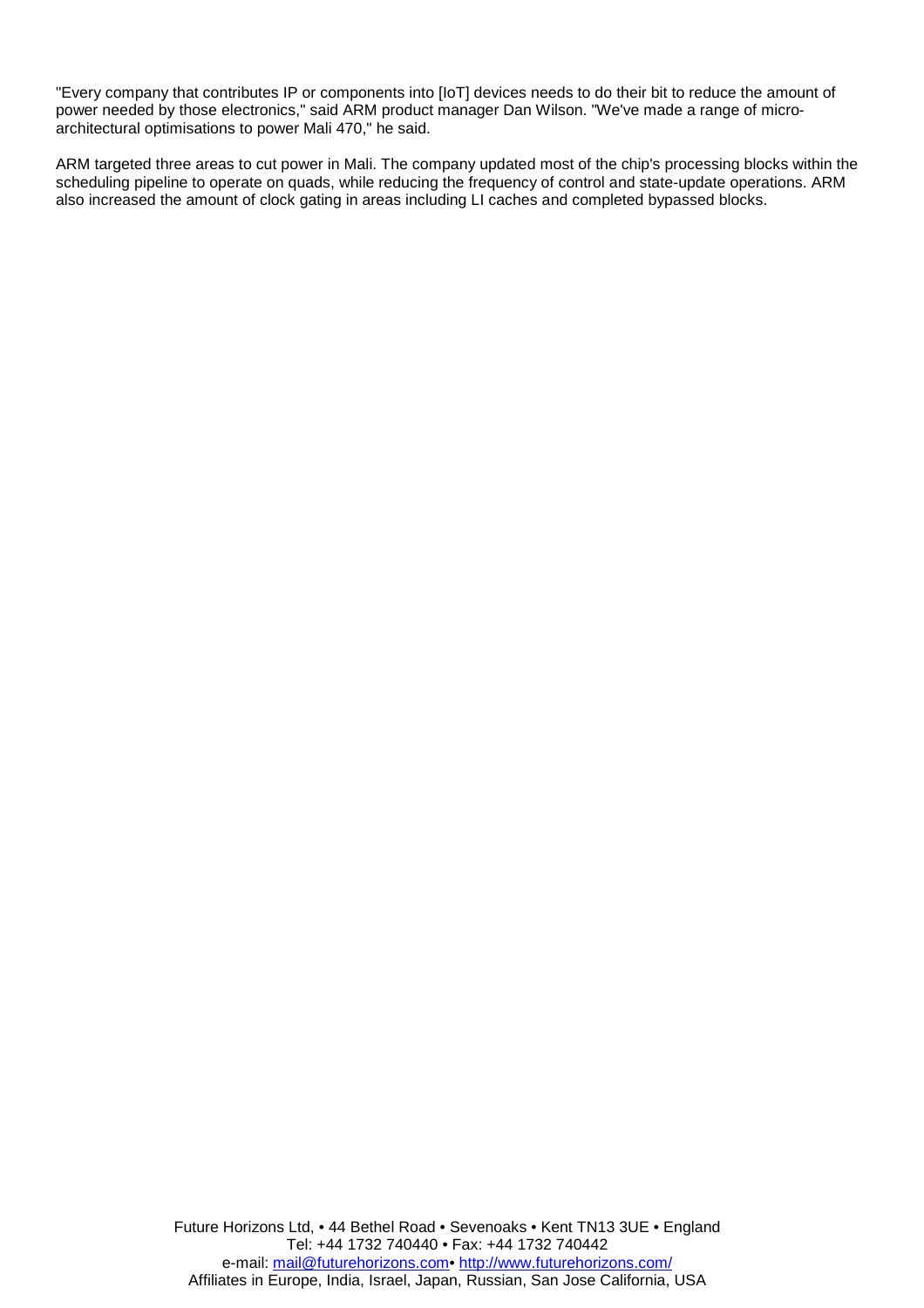"Every company that contributes IP or components into [IoT] devices needs to do their bit to reduce the amount of power needed by those electronics," said ARM product manager Dan Wilson. "We've made a range of micro-architectural optimisations to power Mali 470," he said.

ARM targeted three areas to cut power in Mali. The company updated most of the chip's processing blocks within the scheduling pipeline to operate on quads, while reducing the frequency of control and state-update operations. ARM also increased the amount of clock gating in areas including LI caches and completed bypassed blocks.

Future Horizons Ltd, • 44 Bethel Road • Sevenoaks • Kent TN13 3UE • England
Tel: +44 1732 740440 • Fax: +44 1732 740442
e-mail: mail@futurehorizons.com• http://www.futurehorizons.com/
Affiliates in Europe, India, Israel, Japan, Russian, San Jose California, USA